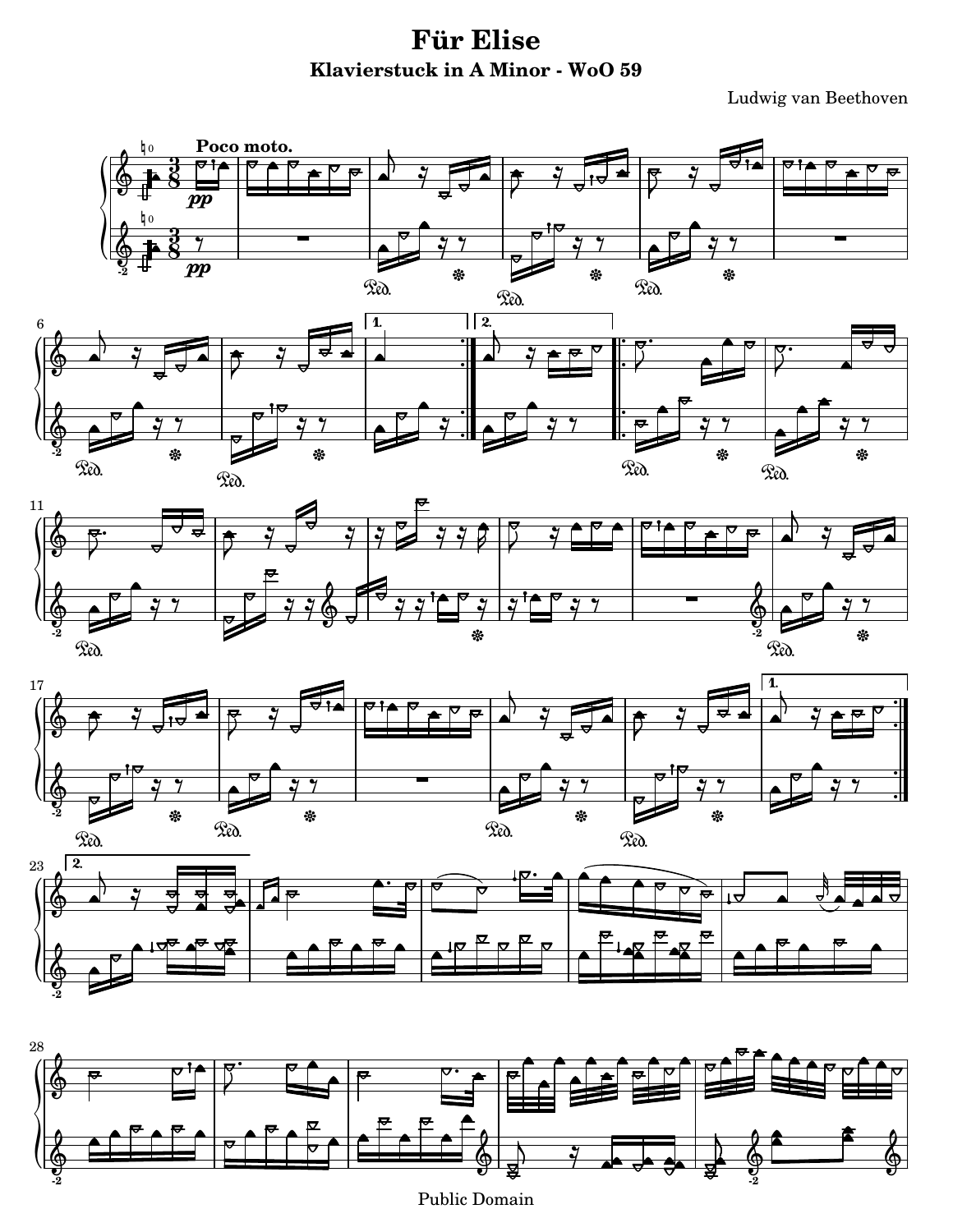# Für Elise

## Klavierstuck in A Minor - WoO 59

Ludwig van Beethoven

Poco moto.

Public Domain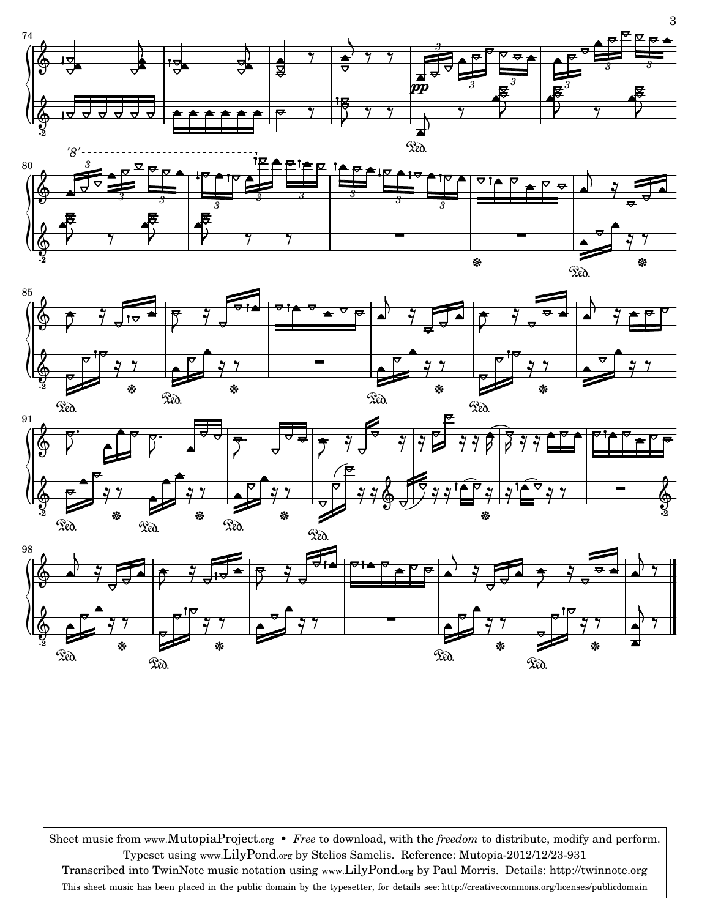Sheet music from www.MutopiaProject.org • *Free* to download, with the *freedom* to distribute, modify and perform.
Typeset using www.LilyPond.org by Stelios Samelis. Reference: Mutopia-2012/12/23-931
Transcribed into TwinNote music notation using www.LilyPond.org by Paul Morris. Details: http://twinnote.org
This sheet music has been placed in the public domain by the typesetter, for details see: http://creativecommons.org/licenses/publicdomain